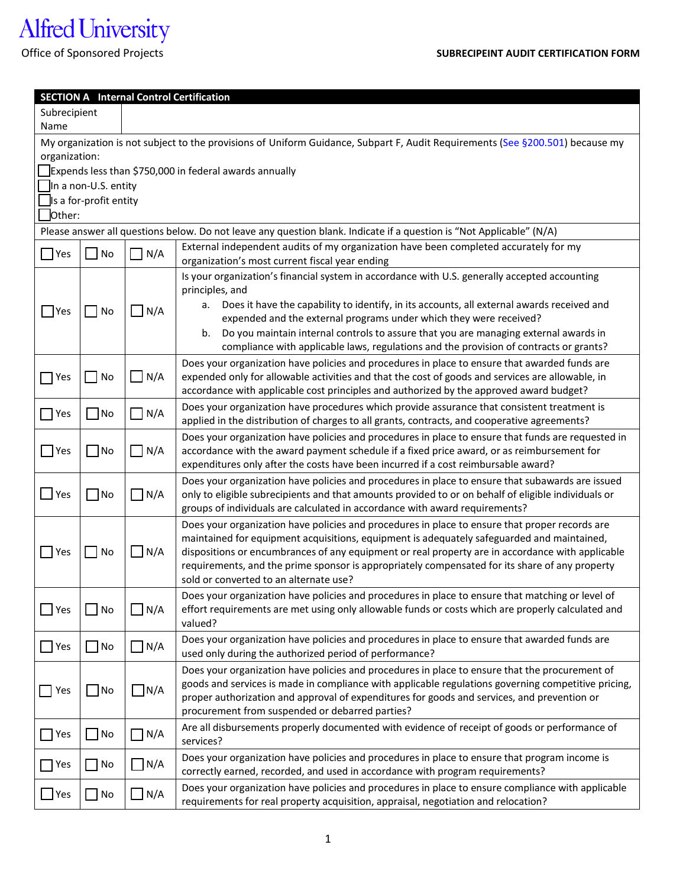Alfred University

Office of Sponsored Projects

**SUBRECIPEINT AUDIT CERTIFICATION FORM**

| **SECTION A Internal Control Certification** | |
|---|---|
| Subrecipient Name | |

My organization is not subject to the provisions of Uniform Guidance, Subpart F, Audit Requirements (See §200.501) because my organization:

- ☐ Expends less than $750,000 in federal awards annually
- ☐ In a non-U.S. entity
- ☐ Is a for-profit entity
- ☐ Other:

Please answer all questions below. Do not leave any question blank. Indicate if a question is "Not Applicable" (N/A)

| Yes | No | N/A | Question |
|---|---|---|---|
| ☐ Yes | ☐ No | ☐ N/A | External independent audits of my organization have been completed accurately for my organization's most current fiscal year ending |
| ☐ Yes | ☐ No | ☐ N/A | Is your organization's financial system in accordance with U.S. generally accepted accounting principles, and<br>a. Does it have the capability to identify, in its accounts, all external awards received and expended and the external programs under which they were received?<br>b. Do you maintain internal controls to assure that you are managing external awards in compliance with applicable laws, regulations and the provision of contracts or grants? |
| ☐ Yes | ☐ No | ☐ N/A | Does your organization have policies and procedures in place to ensure that awarded funds are expended only for allowable activities and that the cost of goods and services are allowable, in accordance with applicable cost principles and authorized by the approved award budget? |
| ☐ Yes | ☐ No | ☐ N/A | Does your organization have procedures which provide assurance that consistent treatment is applied in the distribution of charges to all grants, contracts, and cooperative agreements? |
| ☐ Yes | ☐ No | ☐ N/A | Does your organization have policies and procedures in place to ensure that funds are requested in accordance with the award payment schedule if a fixed price award, or as reimbursement for expenditures only after the costs have been incurred if a cost reimbursable award? |
| ☐ Yes | ☐ No | ☐ N/A | Does your organization have policies and procedures in place to ensure that subawards are issued only to eligible subrecipients and that amounts provided to or on behalf of eligible individuals or groups of individuals are calculated in accordance with award requirements? |
| ☐ Yes | ☐ No | ☐ N/A | Does your organization have policies and procedures in place to ensure that proper records are maintained for equipment acquisitions, equipment is adequately safeguarded and maintained, dispositions or encumbrances of any equipment or real property are in accordance with applicable requirements, and the prime sponsor is appropriately compensated for its share of any property sold or converted to an alternate use? |
| ☐ Yes | ☐ No | ☐ N/A | Does your organization have policies and procedures in place to ensure that matching or level of effort requirements are met using only allowable funds or costs which are properly calculated and valued? |
| ☐ Yes | ☐ No | ☐ N/A | Does your organization have policies and procedures in place to ensure that awarded funds are used only during the authorized period of performance? |
| ☐ Yes | ☐ No | ☐ N/A | Does your organization have policies and procedures in place to ensure that the procurement of goods and services is made in compliance with applicable regulations governing competitive pricing, proper authorization and approval of expenditures for goods and services, and prevention or procurement from suspended or debarred parties? |
| ☐ Yes | ☐ No | ☐ N/A | Are all disbursements properly documented with evidence of receipt of goods or performance of services? |
| ☐ Yes | ☐ No | ☐ N/A | Does your organization have policies and procedures in place to ensure that program income is correctly earned, recorded, and used in accordance with program requirements? |
| ☐ Yes | ☐ No | ☐ N/A | Does your organization have policies and procedures in place to ensure compliance with applicable requirements for real property acquisition, appraisal, negotiation and relocation? |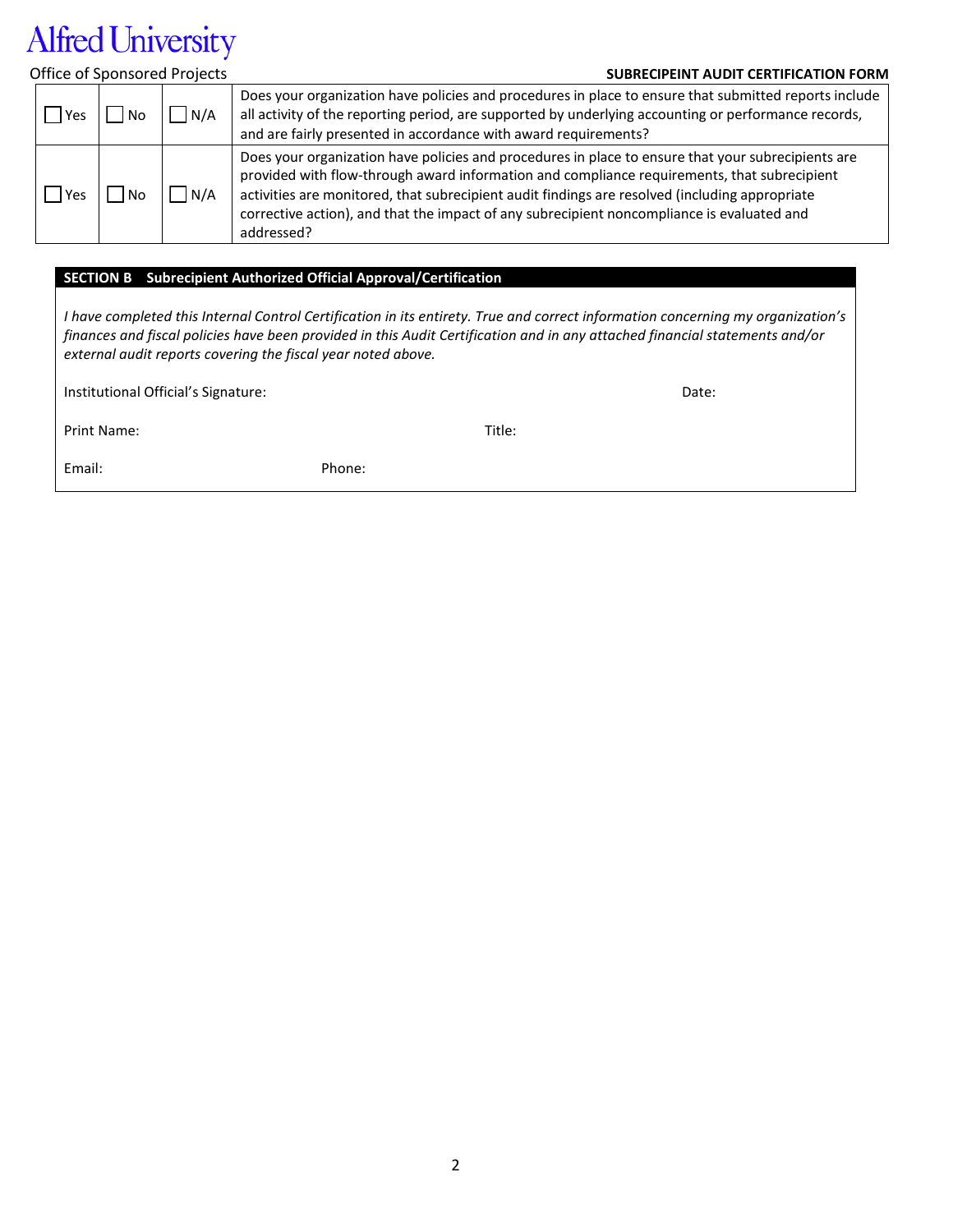Alfred University

Office of Sponsored Projects

**SUBRECIPEINT AUDIT CERTIFICATION FORM**

| | | | |
|---|---|---|---|
| ☐ Yes | ☐ No | ☐ N/A | Does your organization have policies and procedures in place to ensure that submitted reports include all activity of the reporting period, are supported by underlying accounting or performance records, and are fairly presented in accordance with award requirements? |
| ☐ Yes | ☐ No | ☐ N/A | Does your organization have policies and procedures in place to ensure that your subrecipients are provided with flow-through award information and compliance requirements, that subrecipient activities are monitored, that subrecipient audit findings are resolved (including appropriate corrective action), and that the impact of any subrecipient noncompliance is evaluated and addressed? |

**SECTION B Subrecipient Authorized Official Approval/Certification**

*I have completed this Internal Control Certification in its entirety. True and correct information concerning my organization's finances and fiscal policies have been provided in this Audit Certification and in any attached financial statements and/or external audit reports covering the fiscal year noted above.*

Institutional Official's Signature: Date:

Print Name: Title:

Email: Phone: